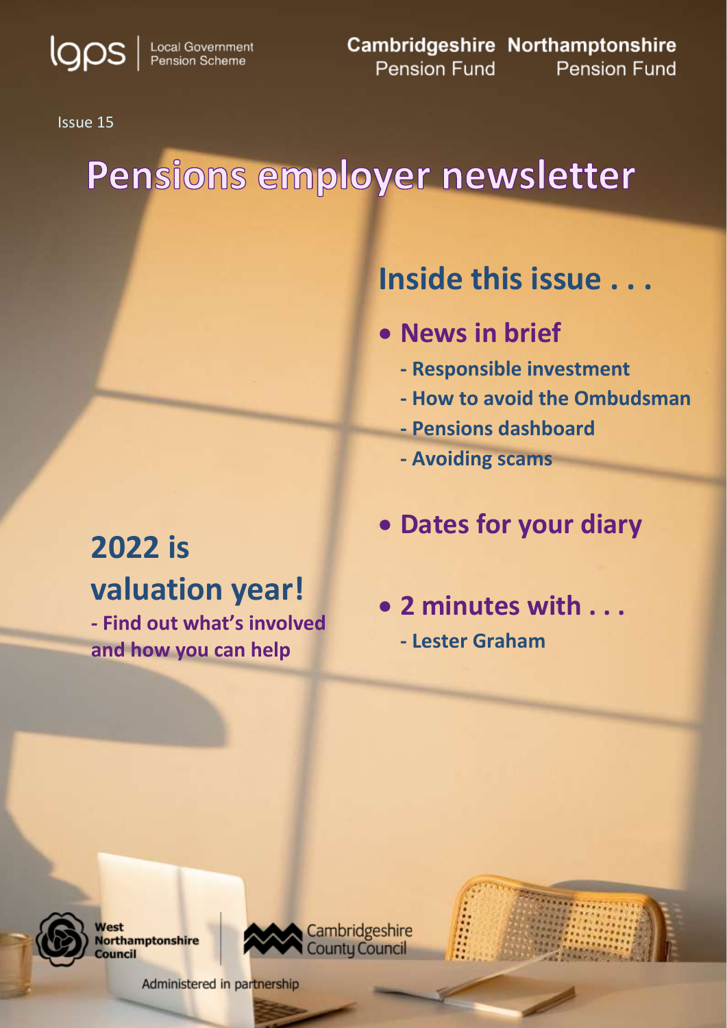lgps | Local Government Pension Scheme

**Cambridgeshire** Pension Fund **Northamptonshire** Pension Fund

Issue 15

# Pensions employer newsletter

## Inside this issue . . .

- **News in brief**
  - Responsible investment
  - How to avoid the Ombudsman
  - Pensions dashboard
  - Avoiding scams
- **Dates for your diary**
- **2 minutes with . . .**
  - Lester Graham

## 2022 is valuation year!

**- Find out what's involved and how you can help**

West Northamptonshire Council | Cambridgeshire County Council

Administered in partnership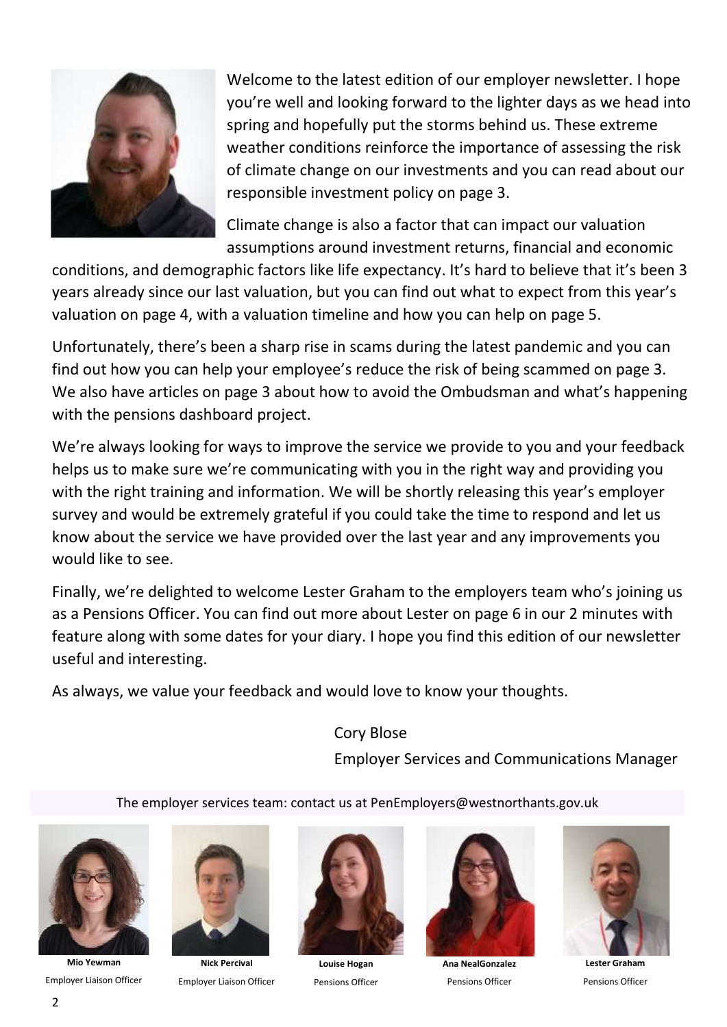Welcome to the latest edition of our employer newsletter. I hope you're well and looking forward to the lighter days as we head into spring and hopefully put the storms behind us. These extreme weather conditions reinforce the importance of assessing the risk of climate change on our investments and you can read about our responsible investment policy on page 3.

Climate change is also a factor that can impact our valuation assumptions around investment returns, financial and economic conditions, and demographic factors like life expectancy. It's hard to believe that it's been 3 years already since our last valuation, but you can find out what to expect from this year's valuation on page 4, with a valuation timeline and how you can help on page 5.

Unfortunately, there's been a sharp rise in scams during the latest pandemic and you can find out how you can help your employee's reduce the risk of being scammed on page 3. We also have articles on page 3 about how to avoid the Ombudsman and what's happening with the pensions dashboard project.

We're always looking for ways to improve the service we provide to you and your feedback helps us to make sure we're communicating with you in the right way and providing you with the right training and information. We will be shortly releasing this year's employer survey and would be extremely grateful if you could take the time to respond and let us know about the service we have provided over the last year and any improvements you would like to see.

Finally, we're delighted to welcome Lester Graham to the employers team who's joining us as a Pensions Officer. You can find out more about Lester on page 6 in our 2 minutes with feature along with some dates for your diary. I hope you find this edition of our newsletter useful and interesting.

As always, we value your feedback and would love to know your thoughts.

Cory Blose
Employer Services and Communications Manager

The employer services team: contact us at PenEmployers@westnorthants.gov.uk

**Mio Yewman**
Employer Liaison Officer

**Nick Percival**
Employer Liaison Officer

**Louise Hogan**
Pensions Officer

**Ana NealGonzalez**
Pensions Officer

**Lester Graham**
Pensions Officer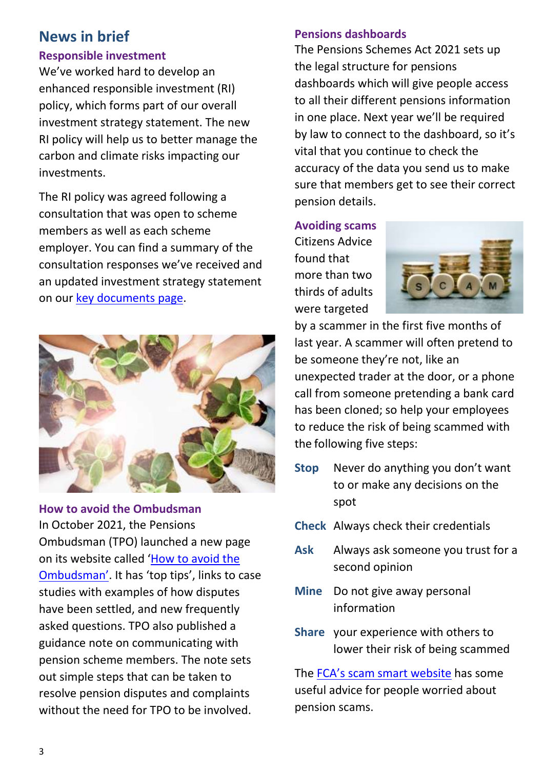## News in brief

### Responsible investment

We've worked hard to develop an enhanced responsible investment (RI) policy, which forms part of our overall investment strategy statement. The new RI policy will help us to better manage the carbon and climate risks impacting our investments.

The RI policy was agreed following a consultation that was open to scheme members as well as each scheme employer. You can find a summary of the consultation responses we've received and an updated investment strategy statement on our key documents page.

### How to avoid the Ombudsman

In October 2021, the Pensions Ombudsman (TPO) launched a new page on its website called 'How to avoid the Ombudsman'. It has 'top tips', links to case studies with examples of how disputes have been settled, and new frequently asked questions. TPO also published a guidance note on communicating with pension scheme members. The note sets out simple steps that can be taken to resolve pension disputes and complaints without the need for TPO to be involved.

### Pensions dashboards

The Pensions Schemes Act 2021 sets up the legal structure for pensions dashboards which will give people access to all their different pensions information in one place. Next year we'll be required by law to connect to the dashboard, so it's vital that you continue to check the accuracy of the data you send us to make sure that members get to see their correct pension details.

### Avoiding scams

Citizens Advice found that more than two thirds of adults were targeted by a scammer in the first five months of last year. A scammer will often pretend to be someone they're not, like an unexpected trader at the door, or a phone call from someone pretending a bank card has been cloned; so help your employees to reduce the risk of being scammed with the following five steps:

- **Stop** Never do anything you don't want to or make any decisions on the spot
- **Check** Always check their credentials
- **Ask** Always ask someone you trust for a second opinion
- **Mine** Do not give away personal information
- **Share** your experience with others to lower their risk of being scammed

The FCA's scam smart website has some useful advice for people worried about pension scams.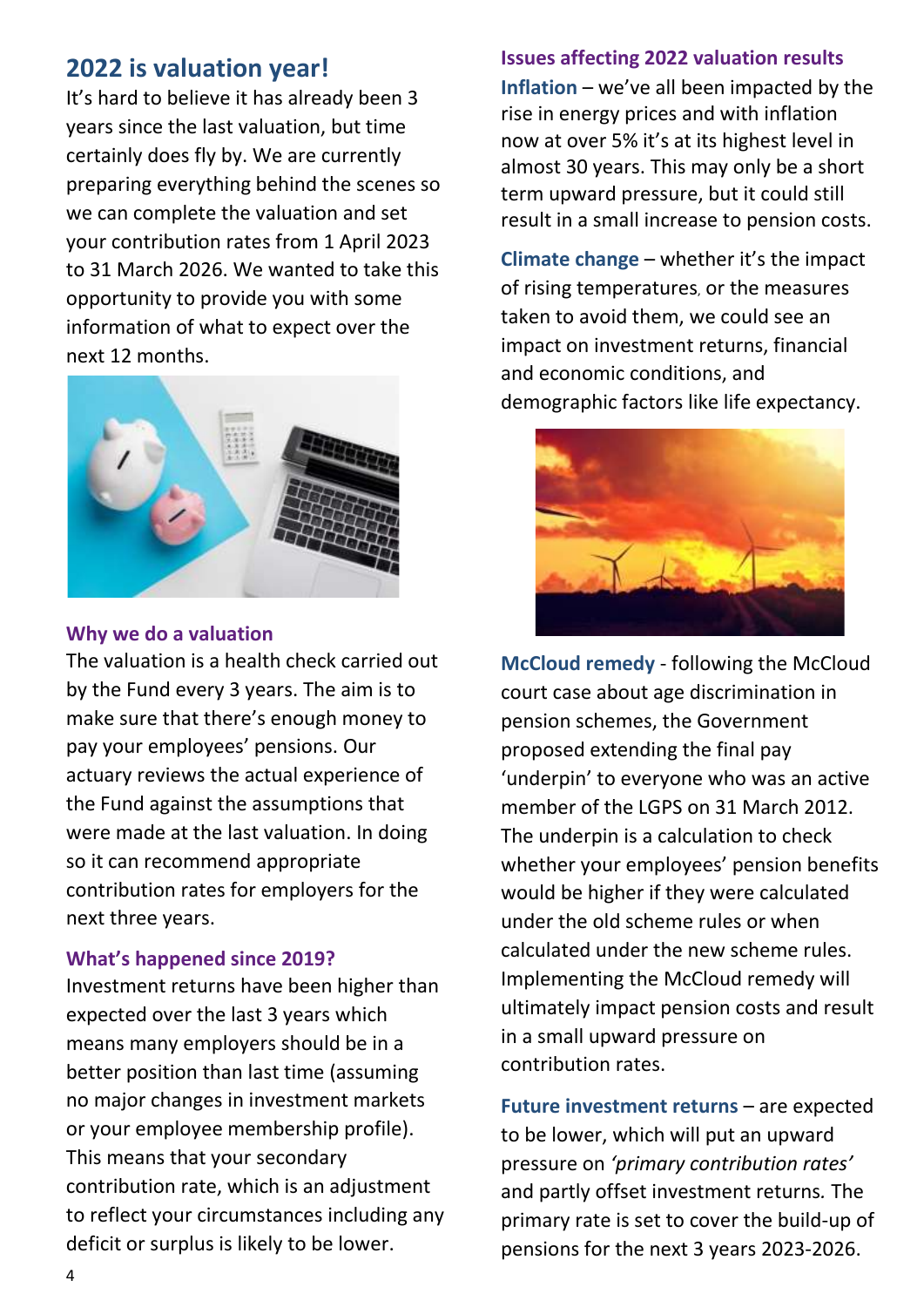## 2022 is valuation year!

It's hard to believe it has already been 3 years since the last valuation, but time certainly does fly by. We are currently preparing everything behind the scenes so we can complete the valuation and set your contribution rates from 1 April 2023 to 31 March 2026. We wanted to take this opportunity to provide you with some information of what to expect over the next 12 months.

### Why we do a valuation

The valuation is a health check carried out by the Fund every 3 years. The aim is to make sure that there's enough money to pay your employees' pensions. Our actuary reviews the actual experience of the Fund against the assumptions that were made at the last valuation. In doing so it can recommend appropriate contribution rates for employers for the next three years.

### What's happened since 2019?

Investment returns have been higher than expected over the last 3 years which means many employers should be in a better position than last time (assuming no major changes in investment markets or your employee membership profile). This means that your secondary contribution rate, which is an adjustment to reflect your circumstances including any deficit or surplus is likely to be lower.

### Issues affecting 2022 valuation results

**Inflation** – we've all been impacted by the rise in energy prices and with inflation now at over 5% it's at its highest level in almost 30 years. This may only be a short term upward pressure, but it could still result in a small increase to pension costs.

**Climate change** – whether it's the impact of rising temperatures, or the measures taken to avoid them, we could see an impact on investment returns, financial and economic conditions, and demographic factors like life expectancy.

**McCloud remedy** - following the McCloud court case about age discrimination in pension schemes, the Government proposed extending the final pay 'underpin' to everyone who was an active member of the LGPS on 31 March 2012. The underpin is a calculation to check whether your employees' pension benefits would be higher if they were calculated under the old scheme rules or when calculated under the new scheme rules. Implementing the McCloud remedy will ultimately impact pension costs and result in a small upward pressure on contribution rates.

**Future investment returns** – are expected to be lower, which will put an upward pressure on *'primary contribution rates'* and partly offset investment returns. The primary rate is set to cover the build-up of pensions for the next 3 years 2023-2026.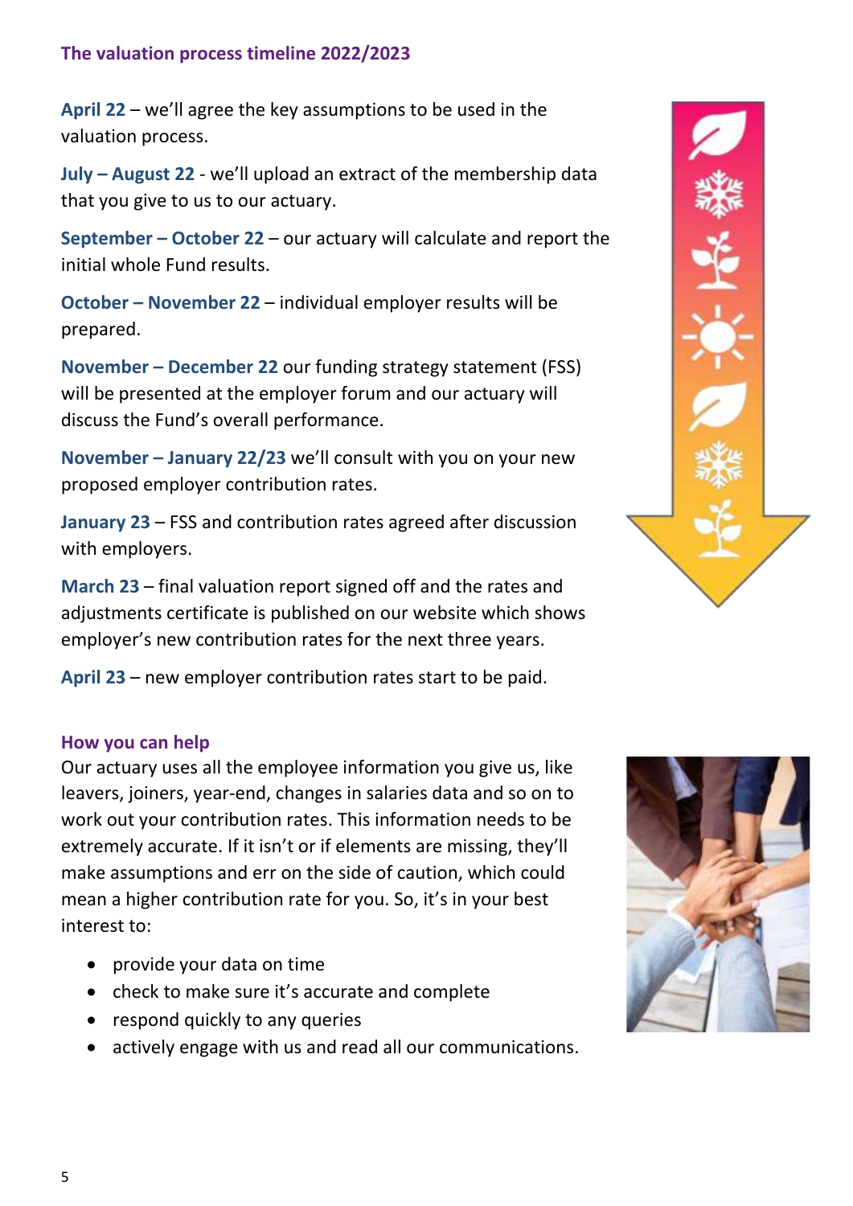## The valuation process timeline 2022/2023

**April 22** – we'll agree the key assumptions to be used in the valuation process.

**July – August 22** - we'll upload an extract of the membership data that you give to us to our actuary.

**September – October 22** – our actuary will calculate and report the initial whole Fund results.

**October – November 22** – individual employer results will be prepared.

**November – December 22** our funding strategy statement (FSS) will be presented at the employer forum and our actuary will discuss the Fund's overall performance.

**November – January 22/23** we'll consult with you on your new proposed employer contribution rates.

**January 23** – FSS and contribution rates agreed after discussion with employers.

**March 23** – final valuation report signed off and the rates and adjustments certificate is published on our website which shows employer's new contribution rates for the next three years.

**April 23** – new employer contribution rates start to be paid.

## How you can help

Our actuary uses all the employee information you give us, like leavers, joiners, year-end, changes in salaries data and so on to work out your contribution rates. This information needs to be extremely accurate. If it isn't or if elements are missing, they'll make assumptions and err on the side of caution, which could mean a higher contribution rate for you. So, it's in your best interest to:

- provide your data on time
- check to make sure it's accurate and complete
- respond quickly to any queries
- actively engage with us and read all our communications.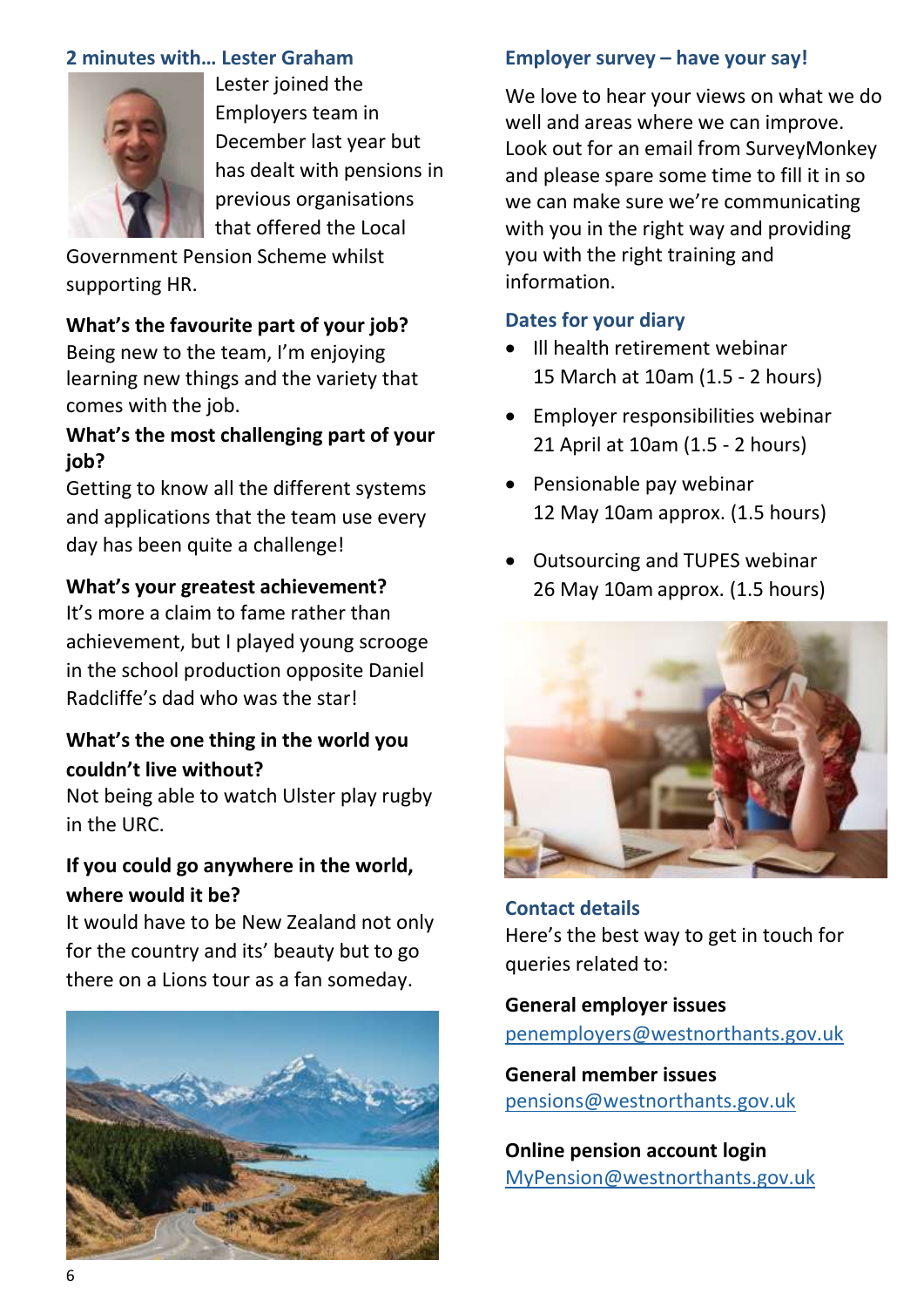## 2 minutes with… Lester Graham

Lester joined the Employers team in December last year but has dealt with pensions in previous organisations that offered the Local Government Pension Scheme whilst supporting HR.

**What's the favourite part of your job?**
Being new to the team, I'm enjoying learning new things and the variety that comes with the job.

**What's the most challenging part of your job?**
Getting to know all the different systems and applications that the team use every day has been quite a challenge!

**What's your greatest achievement?**
It's more a claim to fame rather than achievement, but I played young scrooge in the school production opposite Daniel Radcliffe's dad who was the star!

**What's the one thing in the world you couldn't live without?**
Not being able to watch Ulster play rugby in the URC.

**If you could go anywhere in the world, where would it be?**
It would have to be New Zealand not only for the country and its' beauty but to go there on a Lions tour as a fan someday.

## Employer survey – have your say!

We love to hear your views on what we do well and areas where we can improve. Look out for an email from SurveyMonkey and please spare some time to fill it in so we can make sure we're communicating with you in the right way and providing you with the right training and information.

## Dates for your diary

- Ill health retirement webinar
  15 March at 10am (1.5 - 2 hours)
- Employer responsibilities webinar
  21 April at 10am (1.5 - 2 hours)
- Pensionable pay webinar
  12 May 10am approx. (1.5 hours)
- Outsourcing and TUPES webinar
  26 May 10am approx. (1.5 hours)

## Contact details

Here's the best way to get in touch for queries related to:

**General employer issues**
penemployers@westnorthants.gov.uk

**General member issues**
pensions@westnorthants.gov.uk

**Online pension account login**
MyPension@westnorthants.gov.uk